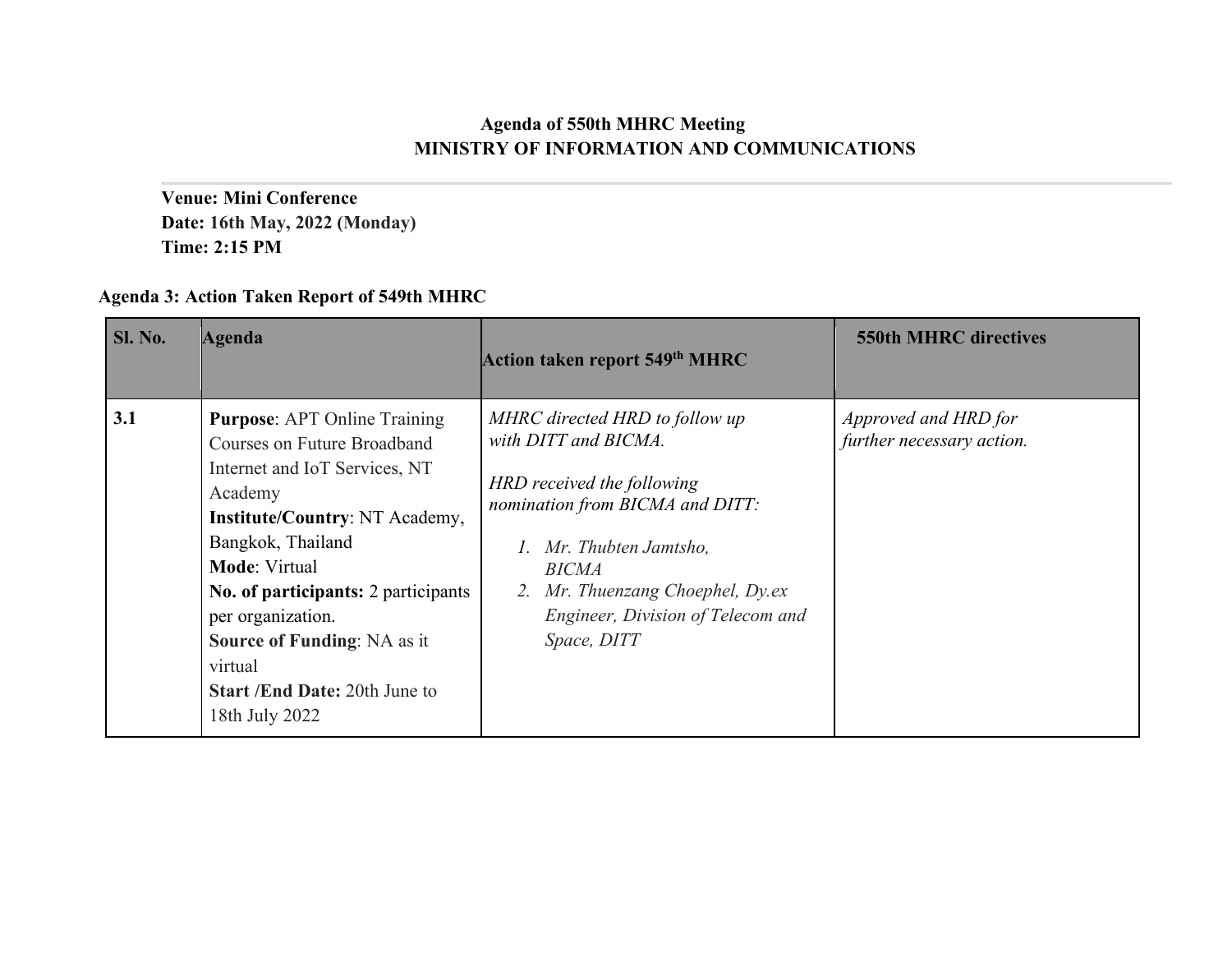**Agenda of 550th MHRC Meeting**
**MINISTRY OF INFORMATION AND COMMUNICATIONS**

---

**Venue: Mini Conference**
**Date: 16th May, 2022 (Monday)**
**Time: 2:15 PM**

**Agenda 3: Action Taken Report of 549th MHRC**

| Sl. No. | Agenda | Action taken report 549th MHRC | 550th MHRC directives |
|---|---|---|---|
| 3.1 | **Purpose**: APT Online Training Courses on Future Broadband Internet and IoT Services, NT Academy<br>**Institute/Country**: NT Academy, Bangkok, Thailand<br>**Mode**: Virtual<br>**No. of participants:** 2 participants per organization.<br>**Source of Funding**: NA as it virtual<br>**Start /End Date:** 20th June to 18th July 2022 | *MHRC directed HRD to follow up with DITT and BICMA.*<br><br>*HRD received the following nomination from BICMA and DITT:*<br><br>*1. Mr. Thubten Jamtsho, BICMA*<br>*2. Mr. Thuenzang Choephel, Dy.ex Engineer, Division of Telecom and Space, DITT* | *Approved and HRD for further necessary action.* |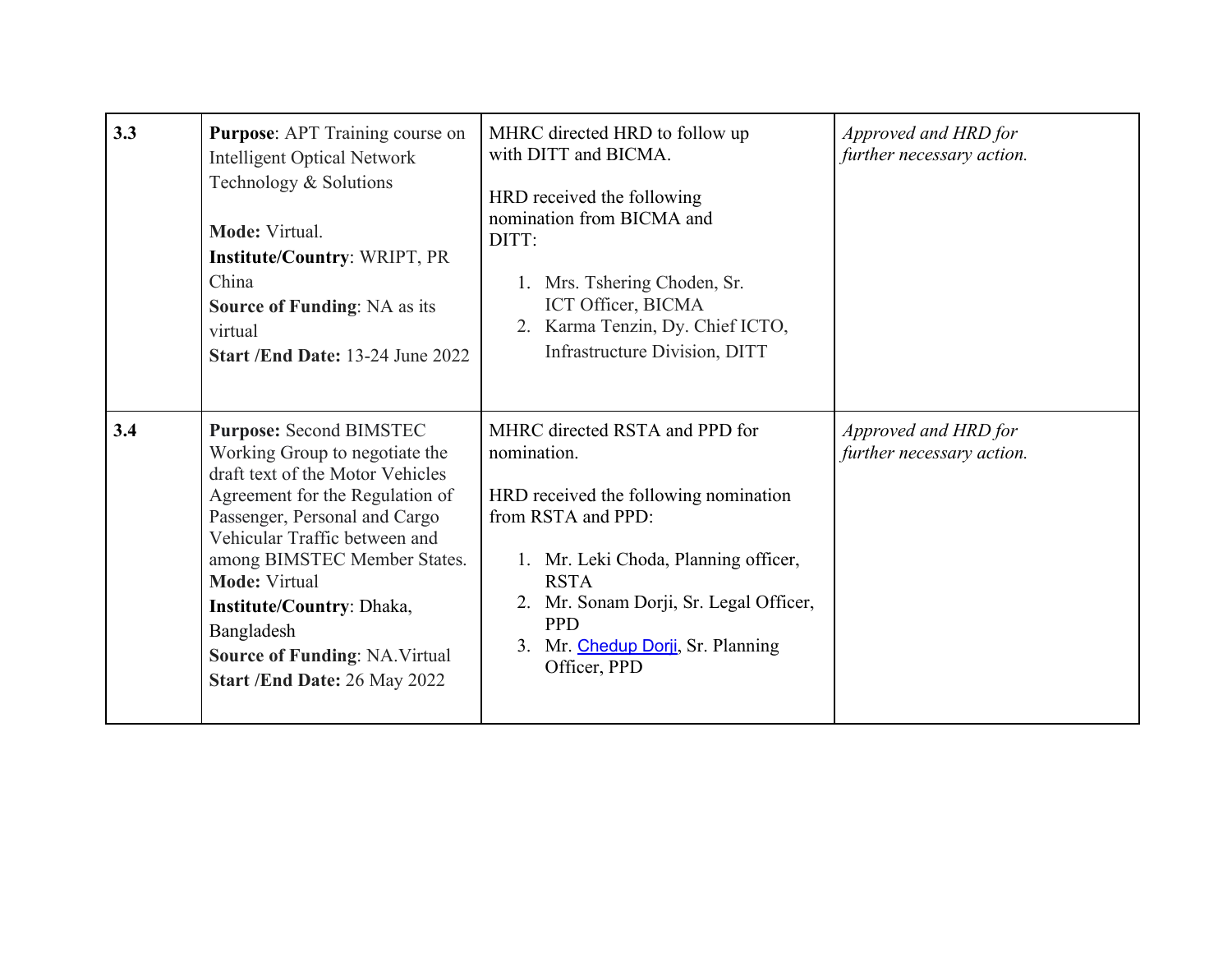| 3.3 | **Purpose**: APT Training course on Intelligent Optical Network Technology & Solutions<br><br>**Mode:** Virtual.<br>**Institute/Country**: WRIPT, PR China<br>**Source of Funding**: NA as its virtual<br>**Start /End Date:** 13-24 June 2022 | MHRC directed HRD to follow up with DITT and BICMA.<br><br>HRD received the following nomination from BICMA and DITT:<br><br>1. Mrs. Tshering Choden, Sr. ICT Officer, BICMA<br>2. Karma Tenzin, Dy. Chief ICTO, Infrastructure Division, DITT | *Approved and HRD for further necessary action.* |
|---|---|---|---|
| 3.4 | **Purpose:** Second BIMSTEC Working Group to negotiate the draft text of the Motor Vehicles Agreement for the Regulation of Passenger, Personal and Cargo Vehicular Traffic between and among BIMSTEC Member States.<br>**Mode:** Virtual<br>**Institute/Country**: Dhaka, Bangladesh<br>**Source of Funding**: NA.Virtual<br>**Start /End Date:** 26 May 2022 | MHRC directed RSTA and PPD for nomination.<br><br>HRD received the following nomination from RSTA and PPD:<br><br>1. Mr. Leki Choda, Planning officer, RSTA<br>2. Mr. Sonam Dorji, Sr. Legal Officer, PPD<br>3. Mr. Chedup Dorji, Sr. Planning Officer, PPD | *Approved and HRD for further necessary action.* |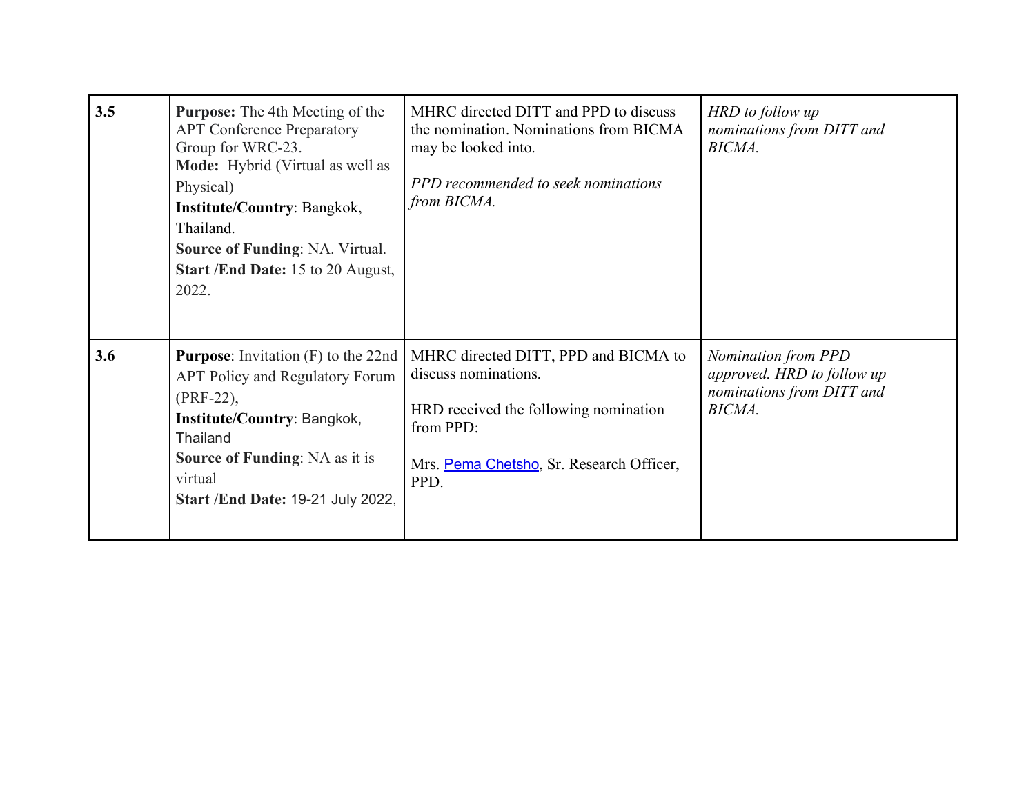| | | | |
|---|---|---|---|
| **3.5** | **Purpose:** The 4th Meeting of the APT Conference Preparatory Group for WRC-23.<br>**Mode:** Hybrid (Virtual as well as Physical)<br>**Institute/Country**: Bangkok, Thailand.<br>**Source of Funding**: NA. Virtual.<br>**Start /End Date:** 15 to 20 August, 2022. | MHRC directed DITT and PPD to discuss the nomination. Nominations from BICMA may be looked into.<br><br>*PPD recommended to seek nominations from BICMA.* | *HRD to follow up nominations from DITT and BICMA.* |
| **3.6** | **Purpose**: Invitation (F) to the 22nd APT Policy and Regulatory Forum (PRF-22),<br>**Institute/Country**: Bangkok, Thailand<br>**Source of Funding**: NA as it is virtual<br>**Start /End Date:** 19-21 July 2022, | MHRC directed DITT, PPD and BICMA to discuss nominations.<br><br>HRD received the following nomination from PPD:<br><br>Mrs. Pema Chetsho, Sr. Research Officer, PPD. | *Nomination from PPD approved. HRD to follow up nominations from DITT and BICMA.* |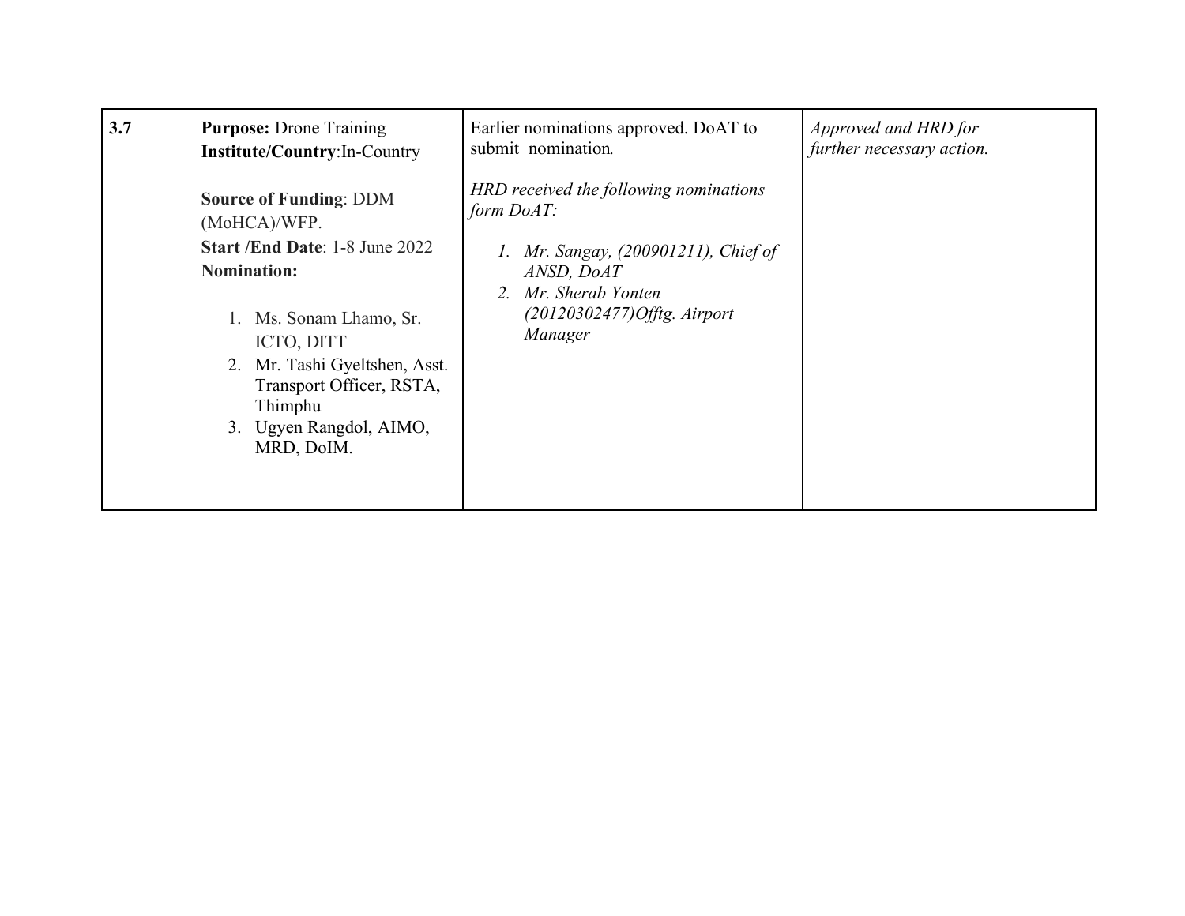| **3.7** | **Purpose:** Drone Training<br>**Institute/Country**:In-Country<br><br>**Source of Funding**: DDM (MoHCA)/WFP.<br>**Start /End Date**: 1-8 June 2022<br>**Nomination:**<br><br>1. Ms. Sonam Lhamo, Sr. ICTO, DITT<br>2. Mr. Tashi Gyeltshen, Asst. Transport Officer, RSTA, Thimphu<br>3. Ugyen Rangdol, AIMO, MRD, DoIM. | Earlier nominations approved. DoAT to submit nomination.<br><br>*HRD received the following nominations form DoAT:*<br><br>*1. Mr. Sangay, (200901211), Chief of ANSD, DoAT*<br>*2. Mr. Sherab Yonten (20120302477)Offtg. Airport Manager* | *Approved and HRD for further necessary action.* |
|---|---|---|---|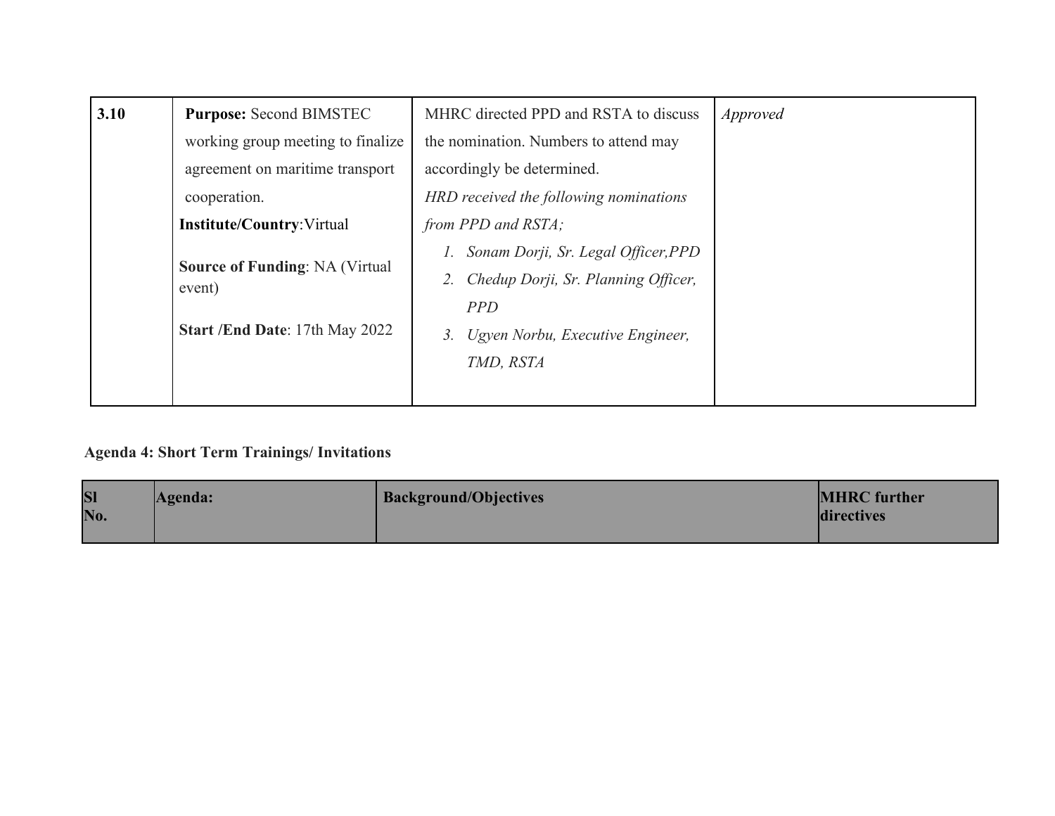| | | | |
|---|---|---|---|
| 3.10 | **Purpose:** Second BIMSTEC working group meeting to finalize agreement on maritime transport cooperation.<br>**Institute/Country**:Virtual<br>**Source of Funding**: NA (Virtual event)<br>**Start /End Date**: 17th May 2022 | MHRC directed PPD and RSTA to discuss the nomination. Numbers to attend may accordingly be determined.<br>*HRD received the following nominations from PPD and RSTA;*<br>*1. Sonam Dorji, Sr. Legal Officer,PPD*<br>*2. Chedup Dorji, Sr. Planning Officer, PPD*<br>*3. Ugyen Norbu, Executive Engineer, TMD, RSTA* | *Approved* |

**Agenda 4: Short Term Trainings/ Invitations**

| Sl No. | Agenda: | Background/Objectives | MHRC further directives |
|---|---|---|---|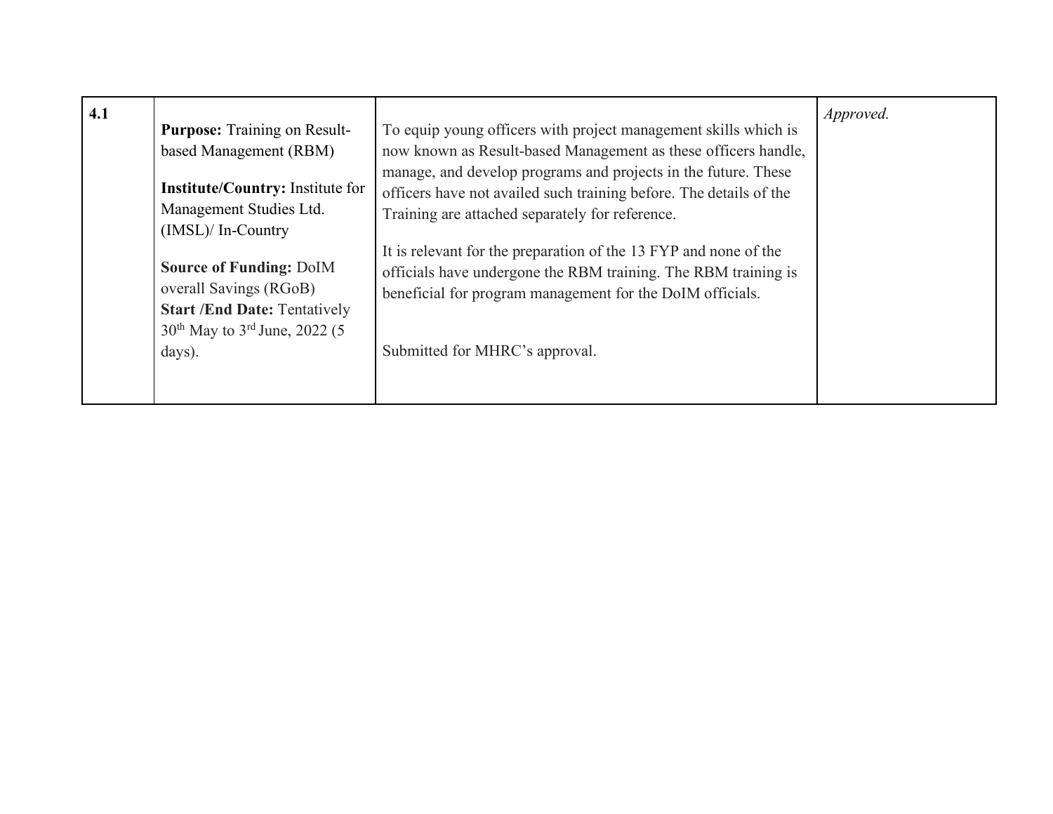| 4.1 | **Purpose:** Training on Result-based Management (RBM)<br><br>**Institute/Country:** Institute for Management Studies Ltd. (IMSL)/ In-Country<br><br>**Source of Funding:** DoIM overall Savings (RGoB)<br>**Start /End Date:** Tentatively 30th May to 3rd June, 2022 (5 days). | To equip young officers with project management skills which is now known as Result-based Management as these officers handle, manage, and develop programs and projects in the future. These officers have not availed such training before. The details of the Training are attached separately for reference.<br><br>It is relevant for the preparation of the 13 FYP and none of the officials have undergone the RBM training. The RBM training is beneficial for program management for the DoIM officials.<br><br>Submitted for MHRC's approval. | *Approved.* |
|---|---|---|---|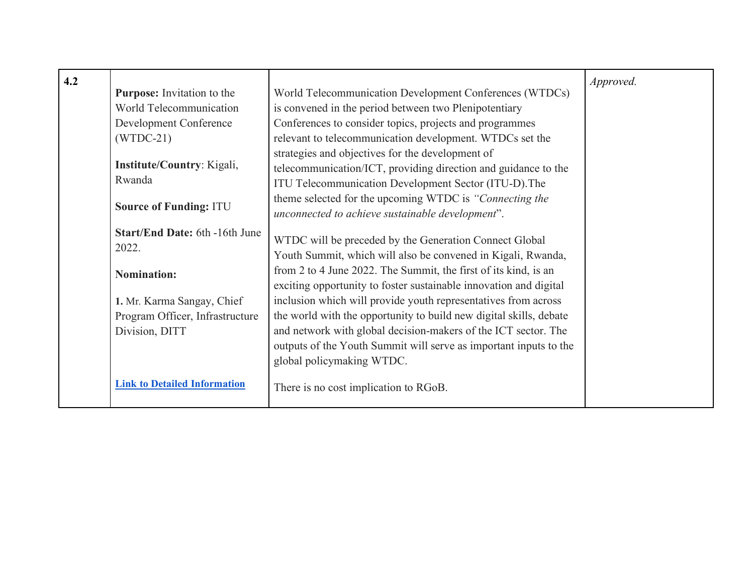| 4.2 | **Purpose:** Invitation to the World Telecommunication Development Conference (WTDC-21)<br><br>**Institute/Country**: Kigali, Rwanda<br><br>**Source of Funding:** ITU<br><br>**Start/End Date:** 6th -16th June 2022.<br><br>**Nomination:**<br><br>**1.** Mr. Karma Sangay, Chief Program Officer, Infrastructure Division, DITT<br><br>**Link to Detailed Information** | World Telecommunication Development Conferences (WTDCs) is convened in the period between two Plenipotentiary Conferences to consider topics, projects and programmes relevant to telecommunication development. WTDCs set the strategies and objectives for the development of telecommunication/ICT, providing direction and guidance to the ITU Telecommunication Development Sector (ITU-D).The theme selected for the upcoming WTDC is *"Connecting the unconnected to achieve sustainable development*".<br><br>WTDC will be preceded by the Generation Connect Global Youth Summit, which will also be convened in Kigali, Rwanda, from 2 to 4 June 2022. The Summit, the first of its kind, is an exciting opportunity to foster sustainable innovation and digital inclusion which will provide youth representatives from across the world with the opportunity to build new digital skills, debate and network with global decision-makers of the ICT sector. The outputs of the Youth Summit will serve as important inputs to the global policymaking WTDC.<br><br>There is no cost implication to RGoB. | *Approved.* |
|---|---|---|---|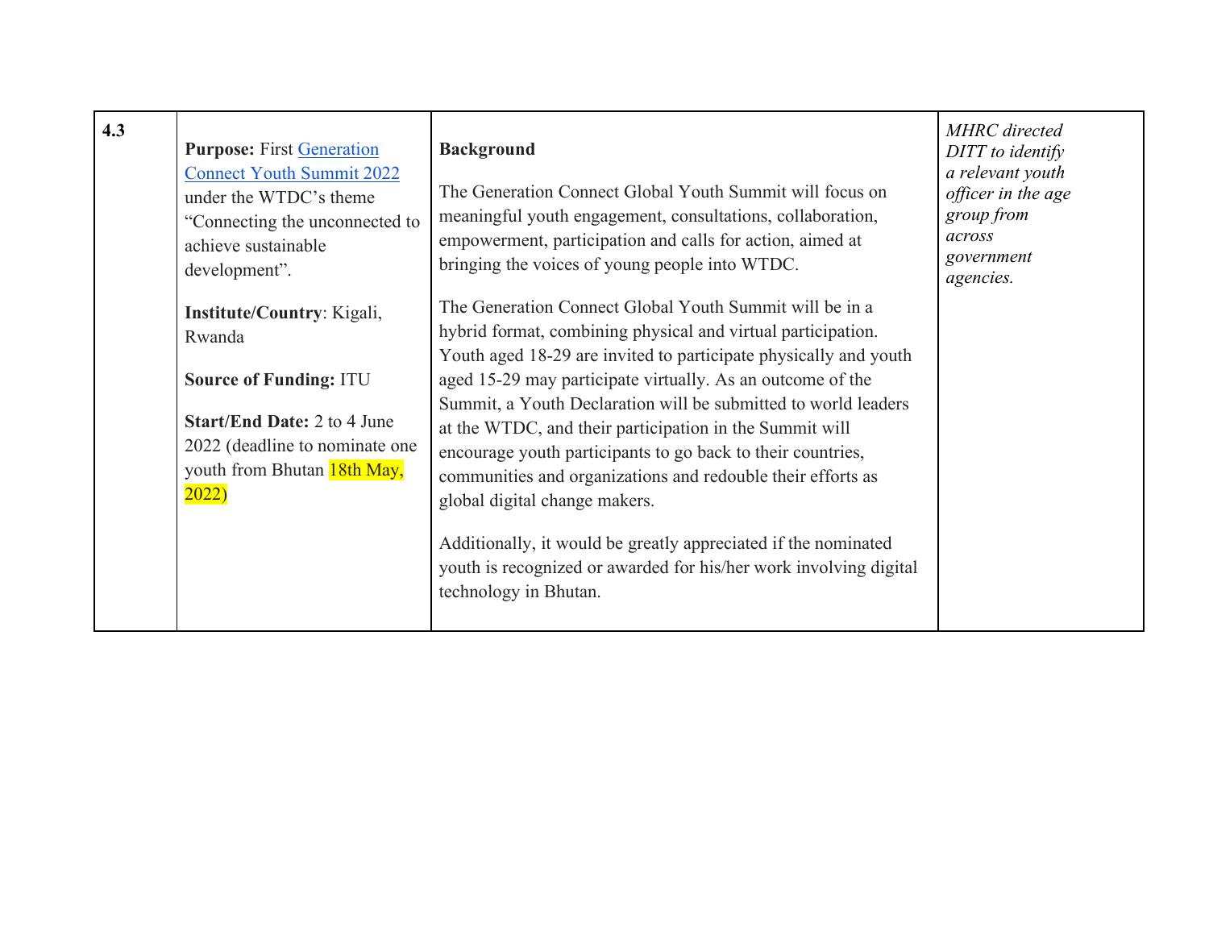| 4.3 | **Purpose:** First [Generation Connect Youth Summit 2022](#) under the WTDC's theme "Connecting the unconnected to achieve sustainable development".<br><br>**Institute/Country**: Kigali, Rwanda<br><br>**Source of Funding:** ITU<br><br>**Start/End Date:** 2 to 4 June 2022 (deadline to nominate one youth from Bhutan 18th May, 2022) | **Background**<br><br>The Generation Connect Global Youth Summit will focus on meaningful youth engagement, consultations, collaboration, empowerment, participation and calls for action, aimed at bringing the voices of young people into WTDC.<br><br>The Generation Connect Global Youth Summit will be in a hybrid format, combining physical and virtual participation. Youth aged 18-29 are invited to participate physically and youth aged 15-29 may participate virtually. As an outcome of the Summit, a Youth Declaration will be submitted to world leaders at the WTDC, and their participation in the Summit will encourage youth participants to go back to their countries, communities and organizations and redouble their efforts as global digital change makers.<br><br>Additionally, it would be greatly appreciated if the nominated youth is recognized or awarded for his/her work involving digital technology in Bhutan. | *MHRC directed DITT to identify a relevant youth officer in the age group from across government agencies.* |
|---|---|---|---|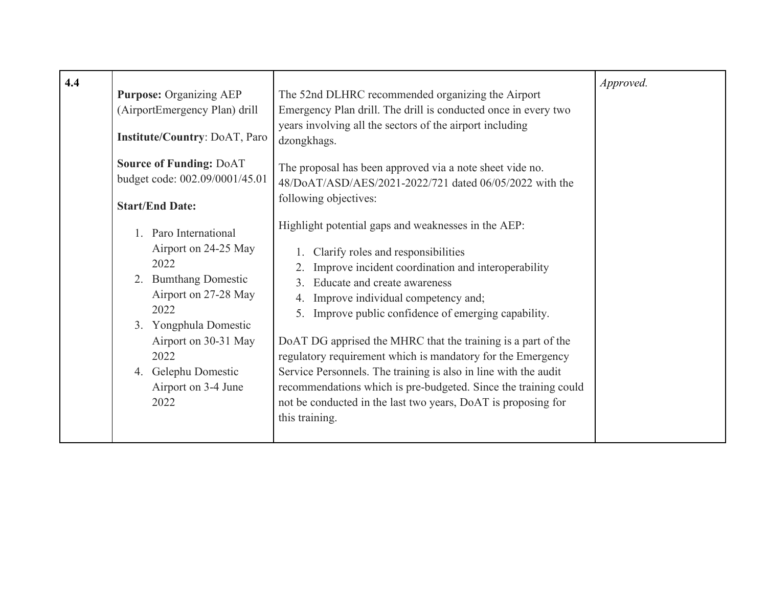| | | | |
|---|---|---|---|
| **4.4** | **Purpose:** Organizing AEP (AirportEmergency Plan) drill<br><br>**Institute/Country**: DoAT, Paro<br><br>**Source of Funding:** DoAT budget code: 002.09/0001/45.01<br><br>**Start/End Date:**<br><br>1. Paro International Airport on 24-25 May 2022<br>2. Bumthang Domestic Airport on 27-28 May 2022<br>3. Yongphula Domestic Airport on 30-31 May 2022<br>4. Gelephu Domestic Airport on 3-4 June 2022 | The 52nd DLHRC recommended organizing the Airport Emergency Plan drill. The drill is conducted once in every two years involving all the sectors of the airport including dzongkhags.<br><br>The proposal has been approved via a note sheet vide no. 48/DoAT/ASD/AES/2021-2022/721 dated 06/05/2022 with the following objectives:<br><br>Highlight potential gaps and weaknesses in the AEP:<br><br>1. Clarify roles and responsibilities<br>2. Improve incident coordination and interoperability<br>3. Educate and create awareness<br>4. Improve individual competency and;<br>5. Improve public confidence of emerging capability.<br><br>DoAT DG apprised the MHRC that the training is a part of the regulatory requirement which is mandatory for the Emergency Service Personnels. The training is also in line with the audit recommendations which is pre-budgeted. Since the training could not be conducted in the last two years, DoAT is proposing for this training. | *Approved.* |